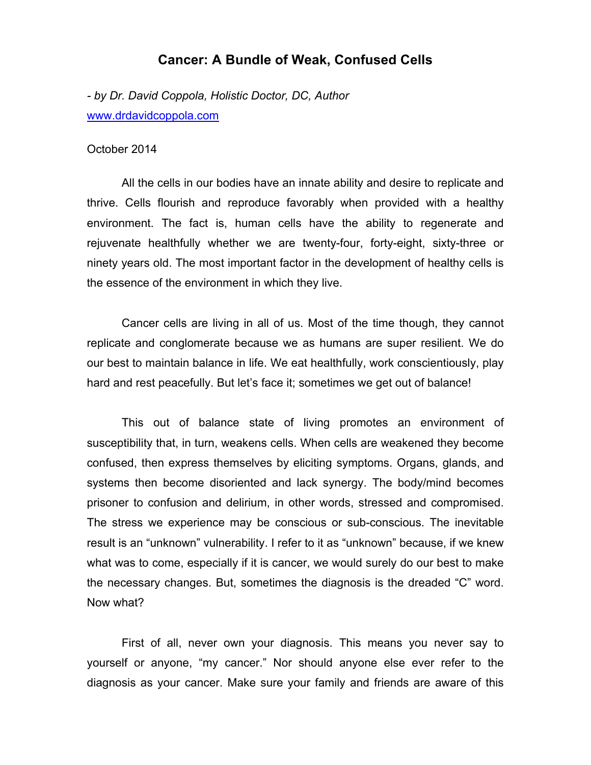# Cancer: A Bundle of Weak, Confused Cells

*- by Dr. David Coppola, Holistic Doctor, DC, Author*
[www.drdavidcoppola.com](http://www.drdavidcoppola.com)

October 2014

All the cells in our bodies have an innate ability and desire to replicate and thrive. Cells flourish and reproduce favorably when provided with a healthy environment. The fact is, human cells have the ability to regenerate and rejuvenate healthfully whether we are twenty-four, forty-eight, sixty-three or ninety years old. The most important factor in the development of healthy cells is the essence of the environment in which they live.

Cancer cells are living in all of us. Most of the time though, they cannot replicate and conglomerate because we as humans are super resilient. We do our best to maintain balance in life. We eat healthfully, work conscientiously, play hard and rest peacefully. But let's face it; sometimes we get out of balance!

This out of balance state of living promotes an environment of susceptibility that, in turn, weakens cells. When cells are weakened they become confused, then express themselves by eliciting symptoms. Organs, glands, and systems then become disoriented and lack synergy. The body/mind becomes prisoner to confusion and delirium, in other words, stressed and compromised. The stress we experience may be conscious or sub-conscious. The inevitable result is an "unknown" vulnerability. I refer to it as "unknown" because, if we knew what was to come, especially if it is cancer, we would surely do our best to make the necessary changes. But, sometimes the diagnosis is the dreaded "C" word. Now what?

First of all, never own your diagnosis. This means you never say to yourself or anyone, "my cancer." Nor should anyone else ever refer to the diagnosis as your cancer. Make sure your family and friends are aware of this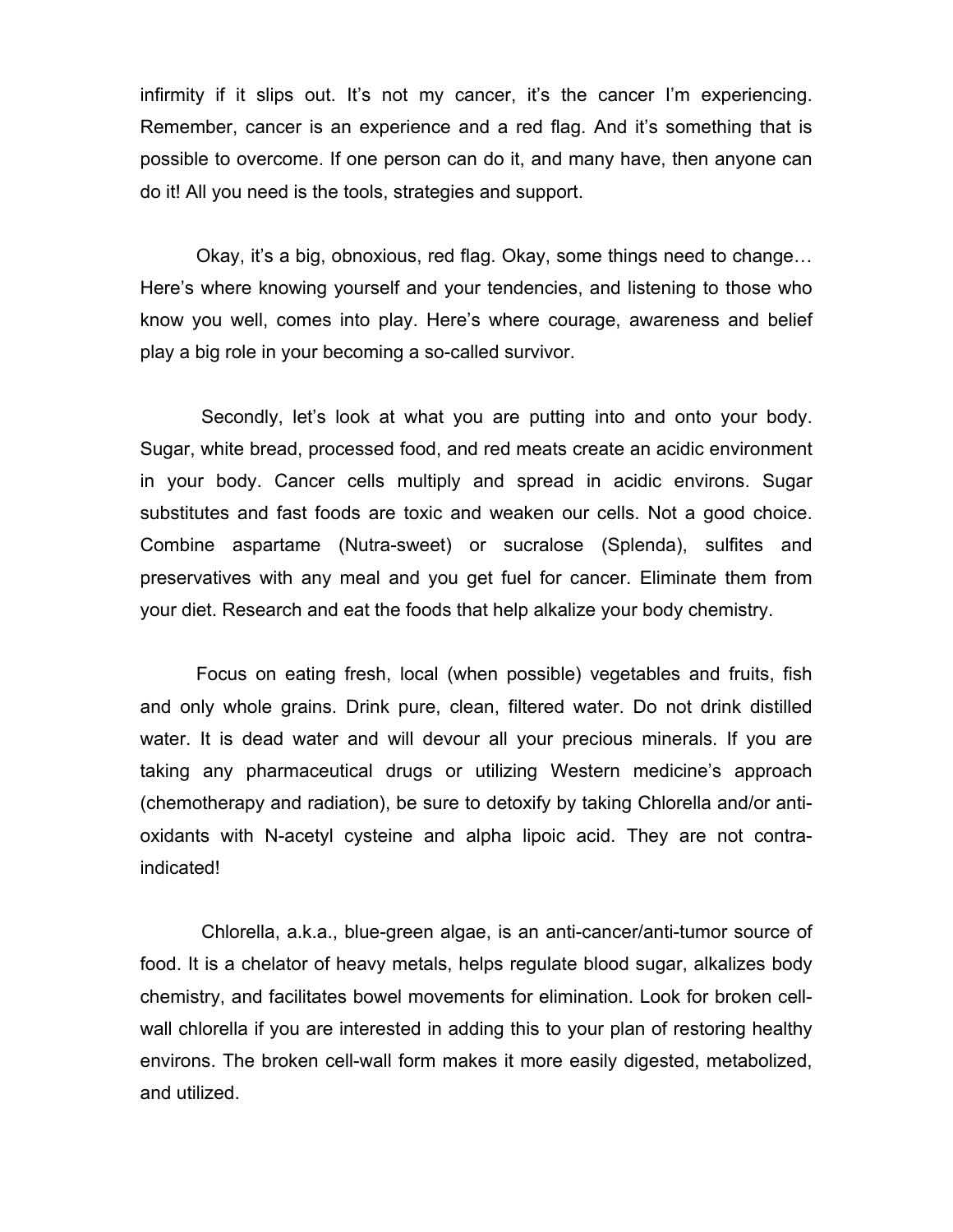infirmity if it slips out. It's not my cancer, it's the cancer I'm experiencing. Remember, cancer is an experience and a red flag. And it's something that is possible to overcome. If one person can do it, and many have, then anyone can do it! All you need is the tools, strategies and support.

Okay, it's a big, obnoxious, red flag. Okay, some things need to change… Here's where knowing yourself and your tendencies, and listening to those who know you well, comes into play. Here's where courage, awareness and belief play a big role in your becoming a so-called survivor.

Secondly, let's look at what you are putting into and onto your body. Sugar, white bread, processed food, and red meats create an acidic environment in your body. Cancer cells multiply and spread in acidic environs. Sugar substitutes and fast foods are toxic and weaken our cells. Not a good choice. Combine aspartame (Nutra-sweet) or sucralose (Splenda), sulfites and preservatives with any meal and you get fuel for cancer. Eliminate them from your diet. Research and eat the foods that help alkalize your body chemistry.

Focus on eating fresh, local (when possible) vegetables and fruits, fish and only whole grains. Drink pure, clean, filtered water. Do not drink distilled water. It is dead water and will devour all your precious minerals. If you are taking any pharmaceutical drugs or utilizing Western medicine's approach (chemotherapy and radiation), be sure to detoxify by taking Chlorella and/or anti-oxidants with N-acetyl cysteine and alpha lipoic acid. They are not contra-indicated!

Chlorella, a.k.a., blue-green algae, is an anti-cancer/anti-tumor source of food. It is a chelator of heavy metals, helps regulate blood sugar, alkalizes body chemistry, and facilitates bowel movements for elimination. Look for broken cell-wall chlorella if you are interested in adding this to your plan of restoring healthy environs. The broken cell-wall form makes it more easily digested, metabolized, and utilized.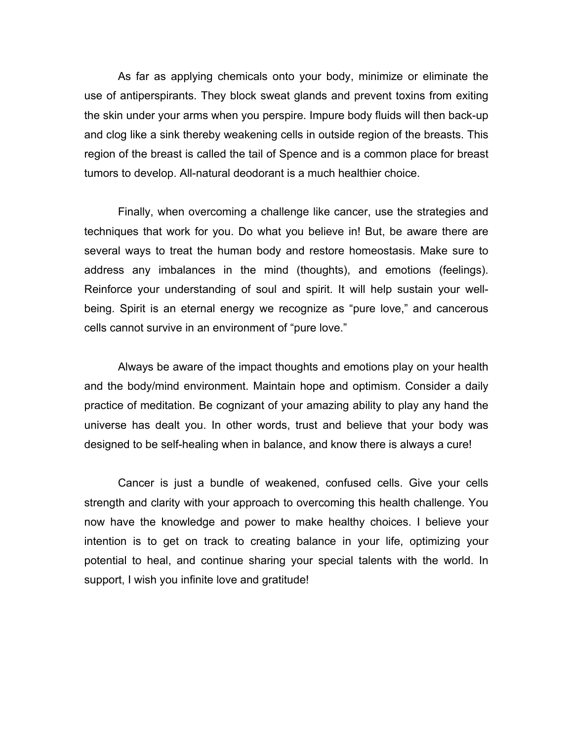As far as applying chemicals onto your body, minimize or eliminate the use of antiperspirants. They block sweat glands and prevent toxins from exiting the skin under your arms when you perspire. Impure body fluids will then back-up and clog like a sink thereby weakening cells in outside region of the breasts. This region of the breast is called the tail of Spence and is a common place for breast tumors to develop. All-natural deodorant is a much healthier choice.

Finally, when overcoming a challenge like cancer, use the strategies and techniques that work for you. Do what you believe in! But, be aware there are several ways to treat the human body and restore homeostasis. Make sure to address any imbalances in the mind (thoughts), and emotions (feelings). Reinforce your understanding of soul and spirit. It will help sustain your well-being. Spirit is an eternal energy we recognize as "pure love," and cancerous cells cannot survive in an environment of "pure love."

Always be aware of the impact thoughts and emotions play on your health and the body/mind environment. Maintain hope and optimism. Consider a daily practice of meditation. Be cognizant of your amazing ability to play any hand the universe has dealt you. In other words, trust and believe that your body was designed to be self-healing when in balance, and know there is always a cure!

Cancer is just a bundle of weakened, confused cells. Give your cells strength and clarity with your approach to overcoming this health challenge. You now have the knowledge and power to make healthy choices. I believe your intention is to get on track to creating balance in your life, optimizing your potential to heal, and continue sharing your special talents with the world. In support, I wish you infinite love and gratitude!